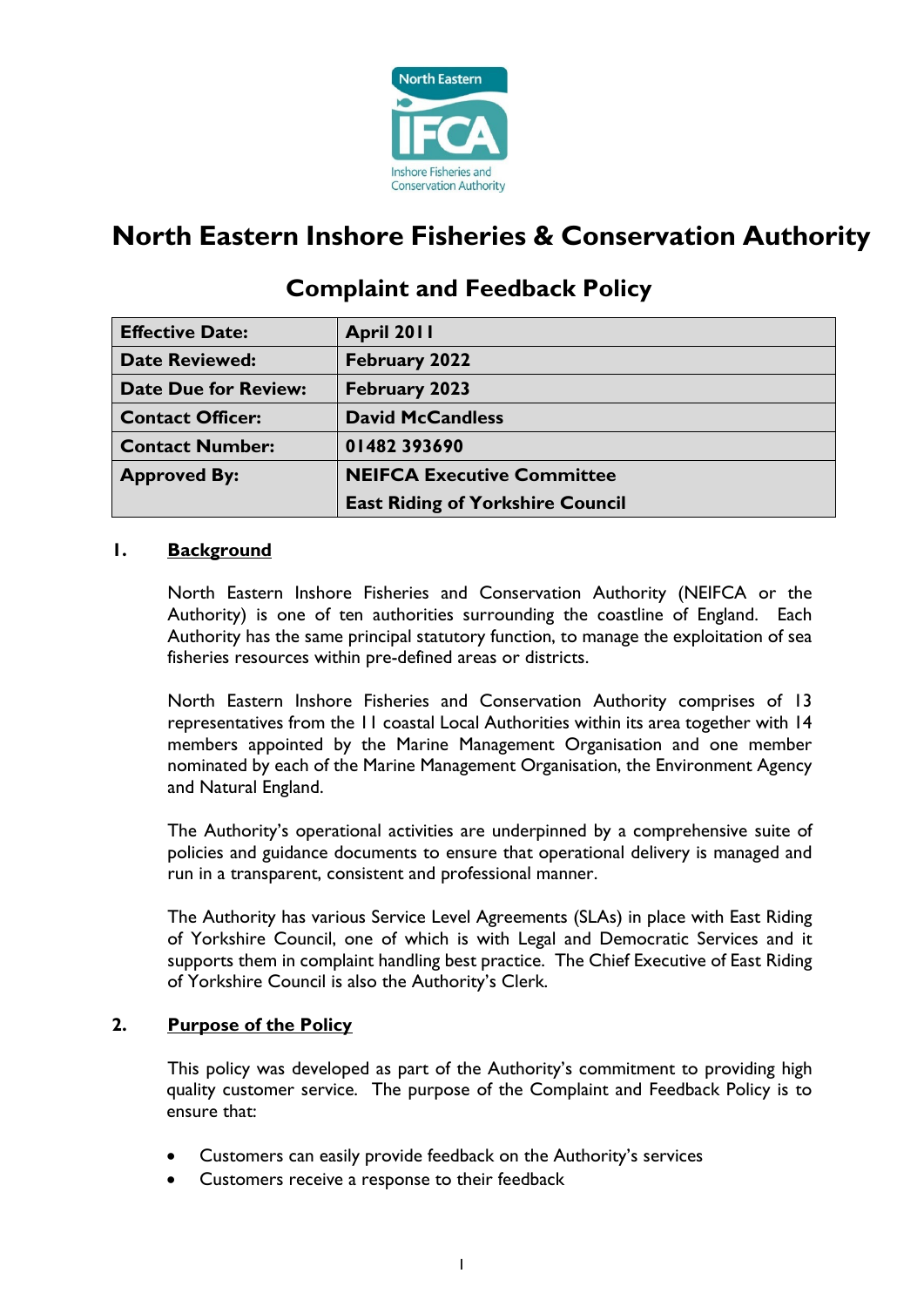# North Eastern Inshore Fisheries & Conservation Authority

## Complaint and Feedback Policy

| **Effective Date:** | **April 2011** |
|---|---|
| **Date Reviewed:** | **February 2022** |
| **Date Due for Review:** | **February 2023** |
| **Contact Officer:** | **David McCandless** |
| **Contact Number:** | **01482 393690** |
| **Approved By:** | **NEIFCA Executive Committee**<br>**East Riding of Yorkshire Council** |

### 1. Background

North Eastern Inshore Fisheries and Conservation Authority (NEIFCA or the Authority) is one of ten authorities surrounding the coastline of England. Each Authority has the same principal statutory function, to manage the exploitation of sea fisheries resources within pre-defined areas or districts.

North Eastern Inshore Fisheries and Conservation Authority comprises of 13 representatives from the 11 coastal Local Authorities within its area together with 14 members appointed by the Marine Management Organisation and one member nominated by each of the Marine Management Organisation, the Environment Agency and Natural England.

The Authority's operational activities are underpinned by a comprehensive suite of policies and guidance documents to ensure that operational delivery is managed and run in a transparent, consistent and professional manner.

The Authority has various Service Level Agreements (SLAs) in place with East Riding of Yorkshire Council, one of which is with Legal and Democratic Services and it supports them in complaint handling best practice. The Chief Executive of East Riding of Yorkshire Council is also the Authority's Clerk.

### 2. Purpose of the Policy

This policy was developed as part of the Authority's commitment to providing high quality customer service. The purpose of the Complaint and Feedback Policy is to ensure that:

- Customers can easily provide feedback on the Authority's services
- Customers receive a response to their feedback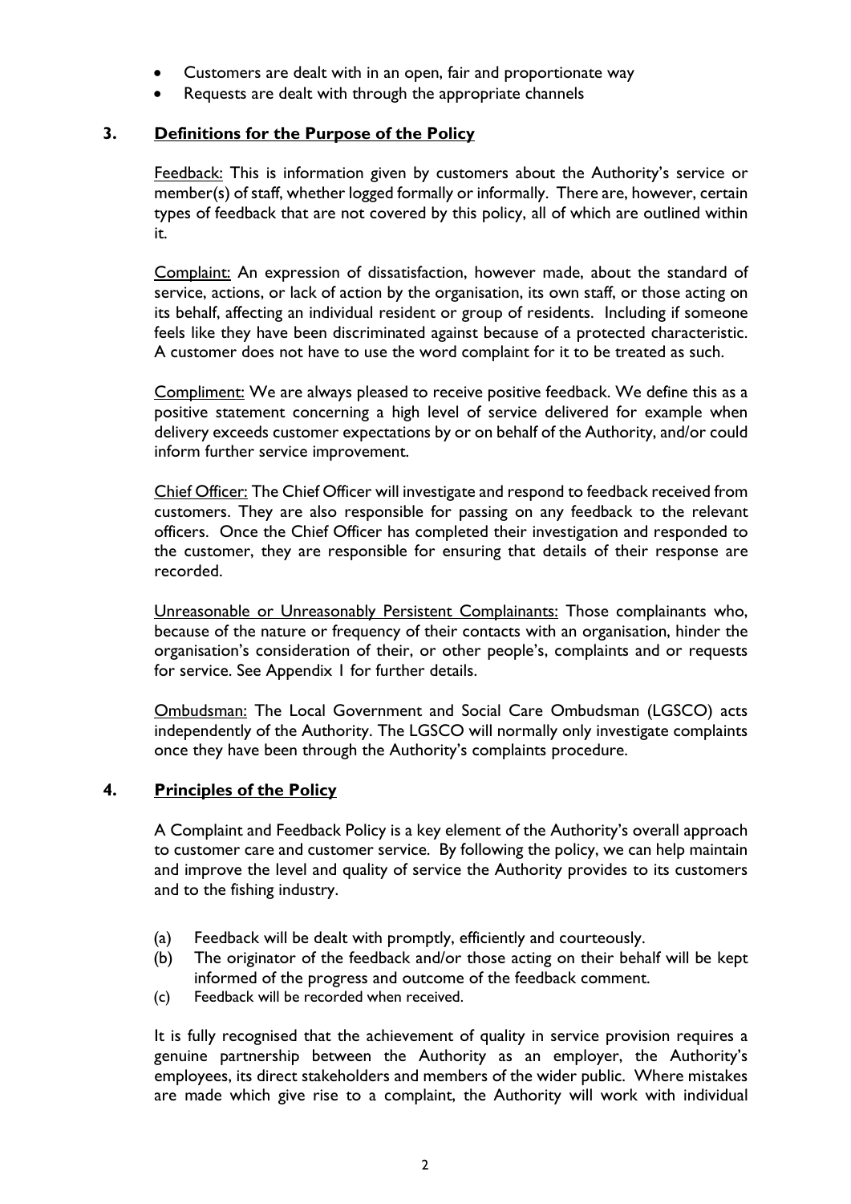- Customers are dealt with in an open, fair and proportionate way
- Requests are dealt with through the appropriate channels

## 3. Definitions for the Purpose of the Policy

Feedback: This is information given by customers about the Authority's service or member(s) of staff, whether logged formally or informally. There are, however, certain types of feedback that are not covered by this policy, all of which are outlined within it.

Complaint: An expression of dissatisfaction, however made, about the standard of service, actions, or lack of action by the organisation, its own staff, or those acting on its behalf, affecting an individual resident or group of residents. Including if someone feels like they have been discriminated against because of a protected characteristic. A customer does not have to use the word complaint for it to be treated as such.

Compliment: We are always pleased to receive positive feedback. We define this as a positive statement concerning a high level of service delivered for example when delivery exceeds customer expectations by or on behalf of the Authority, and/or could inform further service improvement.

Chief Officer: The Chief Officer will investigate and respond to feedback received from customers. They are also responsible for passing on any feedback to the relevant officers. Once the Chief Officer has completed their investigation and responded to the customer, they are responsible for ensuring that details of their response are recorded.

Unreasonable or Unreasonably Persistent Complainants: Those complainants who, because of the nature or frequency of their contacts with an organisation, hinder the organisation's consideration of their, or other people's, complaints and or requests for service. See Appendix 1 for further details.

Ombudsman: The Local Government and Social Care Ombudsman (LGSCO) acts independently of the Authority. The LGSCO will normally only investigate complaints once they have been through the Authority's complaints procedure.

## 4. Principles of the Policy

A Complaint and Feedback Policy is a key element of the Authority's overall approach to customer care and customer service. By following the policy, we can help maintain and improve the level and quality of service the Authority provides to its customers and to the fishing industry.

(a) Feedback will be dealt with promptly, efficiently and courteously.
(b) The originator of the feedback and/or those acting on their behalf will be kept informed of the progress and outcome of the feedback comment.
(c) Feedback will be recorded when received.

It is fully recognised that the achievement of quality in service provision requires a genuine partnership between the Authority as an employer, the Authority's employees, its direct stakeholders and members of the wider public. Where mistakes are made which give rise to a complaint, the Authority will work with individual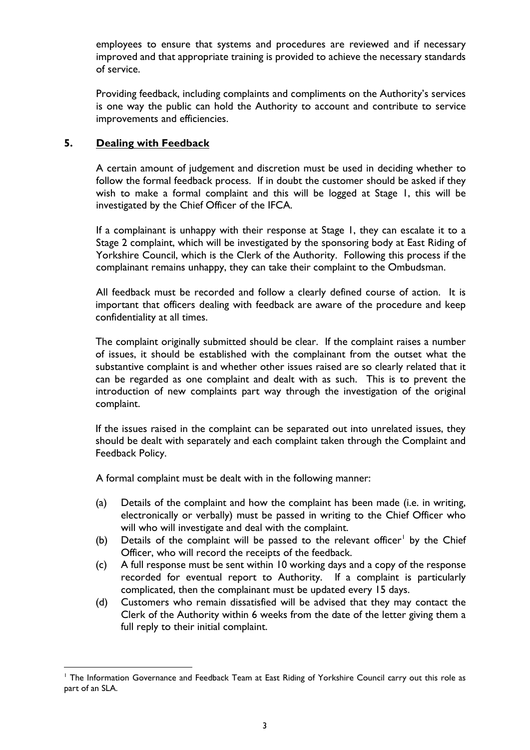employees to ensure that systems and procedures are reviewed and if necessary improved and that appropriate training is provided to achieve the necessary standards of service.

Providing feedback, including complaints and compliments on the Authority's services is one way the public can hold the Authority to account and contribute to service improvements and efficiencies.

## 5. Dealing with Feedback

A certain amount of judgement and discretion must be used in deciding whether to follow the formal feedback process. If in doubt the customer should be asked if they wish to make a formal complaint and this will be logged at Stage 1, this will be investigated by the Chief Officer of the IFCA.

If a complainant is unhappy with their response at Stage 1, they can escalate it to a Stage 2 complaint, which will be investigated by the sponsoring body at East Riding of Yorkshire Council, which is the Clerk of the Authority. Following this process if the complainant remains unhappy, they can take their complaint to the Ombudsman.

All feedback must be recorded and follow a clearly defined course of action. It is important that officers dealing with feedback are aware of the procedure and keep confidentiality at all times.

The complaint originally submitted should be clear. If the complaint raises a number of issues, it should be established with the complainant from the outset what the substantive complaint is and whether other issues raised are so clearly related that it can be regarded as one complaint and dealt with as such. This is to prevent the introduction of new complaints part way through the investigation of the original complaint.

If the issues raised in the complaint can be separated out into unrelated issues, they should be dealt with separately and each complaint taken through the Complaint and Feedback Policy.

A formal complaint must be dealt with in the following manner:

(a) Details of the complaint and how the complaint has been made (i.e. in writing, electronically or verbally) must be passed in writing to the Chief Officer who will who will investigate and deal with the complaint.

(b) Details of the complaint will be passed to the relevant officer[1] by the Chief Officer, who will record the receipts of the feedback.

(c) A full response must be sent within 10 working days and a copy of the response recorded for eventual report to Authority. If a complaint is particularly complicated, then the complainant must be updated every 15 days.

(d) Customers who remain dissatisfied will be advised that they may contact the Clerk of the Authority within 6 weeks from the date of the letter giving them a full reply to their initial complaint.

---

[1] The Information Governance and Feedback Team at East Riding of Yorkshire Council carry out this role as part of an SLA.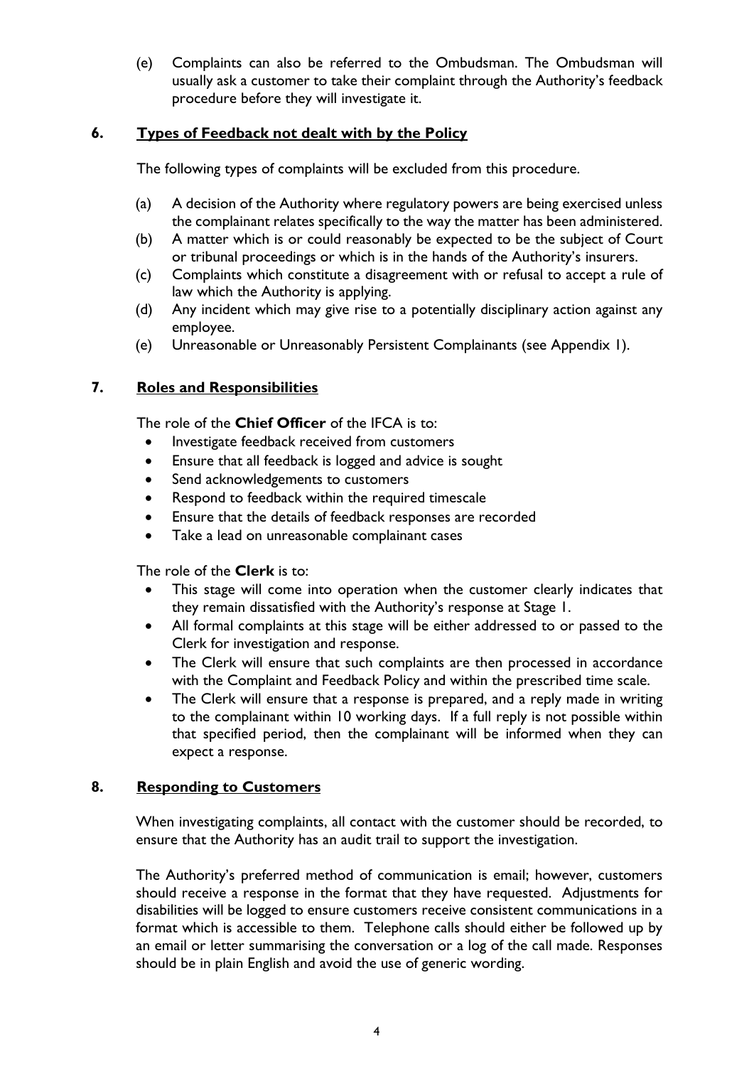(e) Complaints can also be referred to the Ombudsman. The Ombudsman will usually ask a customer to take their complaint through the Authority's feedback procedure before they will investigate it.

## 6. Types of Feedback not dealt with by the Policy

The following types of complaints will be excluded from this procedure.

(a) A decision of the Authority where regulatory powers are being exercised unless the complainant relates specifically to the way the matter has been administered.

(b) A matter which is or could reasonably be expected to be the subject of Court or tribunal proceedings or which is in the hands of the Authority's insurers.

(c) Complaints which constitute a disagreement with or refusal to accept a rule of law which the Authority is applying.

(d) Any incident which may give rise to a potentially disciplinary action against any employee.

(e) Unreasonable or Unreasonably Persistent Complainants (see Appendix 1).

## 7. Roles and Responsibilities

The role of the **Chief Officer** of the IFCA is to:

- Investigate feedback received from customers
- Ensure that all feedback is logged and advice is sought
- Send acknowledgements to customers
- Respond to feedback within the required timescale
- Ensure that the details of feedback responses are recorded
- Take a lead on unreasonable complainant cases

The role of the **Clerk** is to:

- This stage will come into operation when the customer clearly indicates that they remain dissatisfied with the Authority's response at Stage 1.
- All formal complaints at this stage will be either addressed to or passed to the Clerk for investigation and response.
- The Clerk will ensure that such complaints are then processed in accordance with the Complaint and Feedback Policy and within the prescribed time scale.
- The Clerk will ensure that a response is prepared, and a reply made in writing to the complainant within 10 working days. If a full reply is not possible within that specified period, then the complainant will be informed when they can expect a response.

## 8. Responding to Customers

When investigating complaints, all contact with the customer should be recorded, to ensure that the Authority has an audit trail to support the investigation.

The Authority's preferred method of communication is email; however, customers should receive a response in the format that they have requested. Adjustments for disabilities will be logged to ensure customers receive consistent communications in a format which is accessible to them. Telephone calls should either be followed up by an email or letter summarising the conversation or a log of the call made. Responses should be in plain English and avoid the use of generic wording.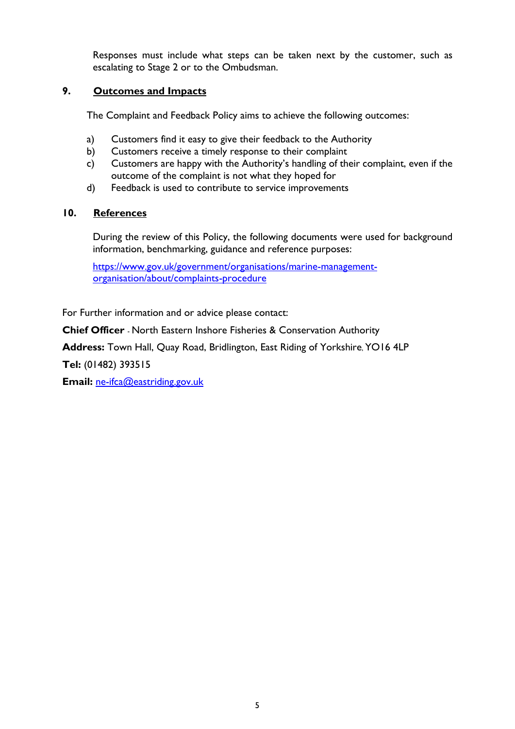Responses must include what steps can be taken next by the customer, such as escalating to Stage 2 or to the Ombudsman.

## 9. Outcomes and Impacts

The Complaint and Feedback Policy aims to achieve the following outcomes:

a) Customers find it easy to give their feedback to the Authority
b) Customers receive a timely response to their complaint
c) Customers are happy with the Authority's handling of their complaint, even if the outcome of the complaint is not what they hoped for
d) Feedback is used to contribute to service improvements

## 10. References

During the review of this Policy, the following documents were used for background information, benchmarking, guidance and reference purposes:

https://www.gov.uk/government/organisations/marine-management-organisation/about/complaints-procedure

For Further information and or advice please contact:

**Chief Officer** - North Eastern Inshore Fisheries & Conservation Authority

**Address:** Town Hall, Quay Road, Bridlington, East Riding of Yorkshire, YO16 4LP

**Tel:** (01482) 393515

**Email:** ne-ifca@eastriding.gov.uk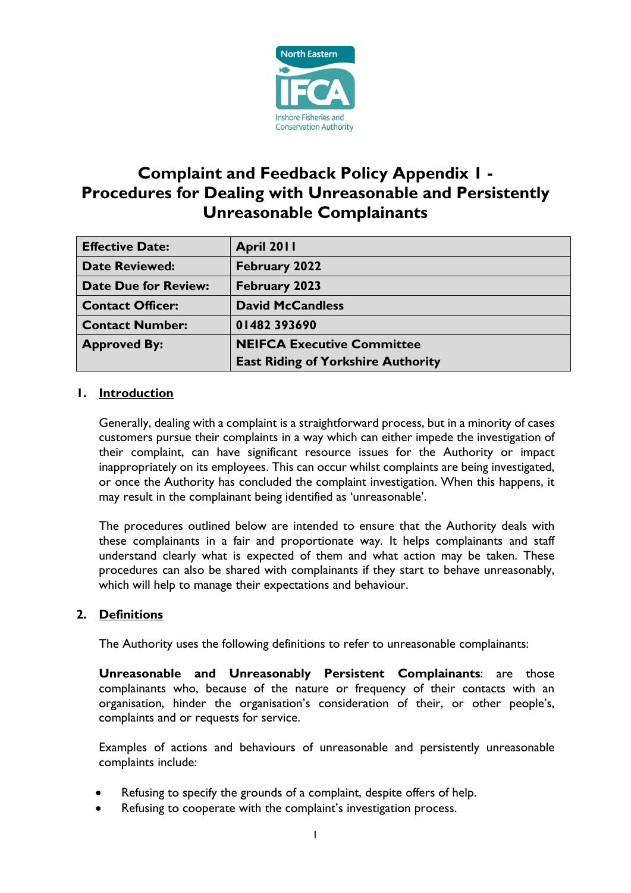# Complaint and Feedback Policy Appendix 1 - Procedures for Dealing with Unreasonable and Persistently Unreasonable Complainants

| **Effective Date:** | **April 2011** |
|---|---|
| **Date Reviewed:** | **February 2022** |
| **Date Due for Review:** | **February 2023** |
| **Contact Officer:** | **David McCandless** |
| **Contact Number:** | **01482 393690** |
| **Approved By:** | **NEIFCA Executive Committee**<br>**East Riding of Yorkshire Authority** |

## 1. Introduction

Generally, dealing with a complaint is a straightforward process, but in a minority of cases customers pursue their complaints in a way which can either impede the investigation of their complaint, can have significant resource issues for the Authority or impact inappropriately on its employees. This can occur whilst complaints are being investigated, or once the Authority has concluded the complaint investigation. When this happens, it may result in the complainant being identified as 'unreasonable'.

The procedures outlined below are intended to ensure that the Authority deals with these complainants in a fair and proportionate way. It helps complainants and staff understand clearly what is expected of them and what action may be taken. These procedures can also be shared with complainants if they start to behave unreasonably, which will help to manage their expectations and behaviour.

## 2. Definitions

The Authority uses the following definitions to refer to unreasonable complainants:

**Unreasonable and Unreasonably Persistent Complainants**: are those complainants who, because of the nature or frequency of their contacts with an organisation, hinder the organisation's consideration of their, or other people's, complaints and or requests for service.

Examples of actions and behaviours of unreasonable and persistently unreasonable complaints include:

- Refusing to specify the grounds of a complaint, despite offers of help.
- Refusing to cooperate with the complaint's investigation process.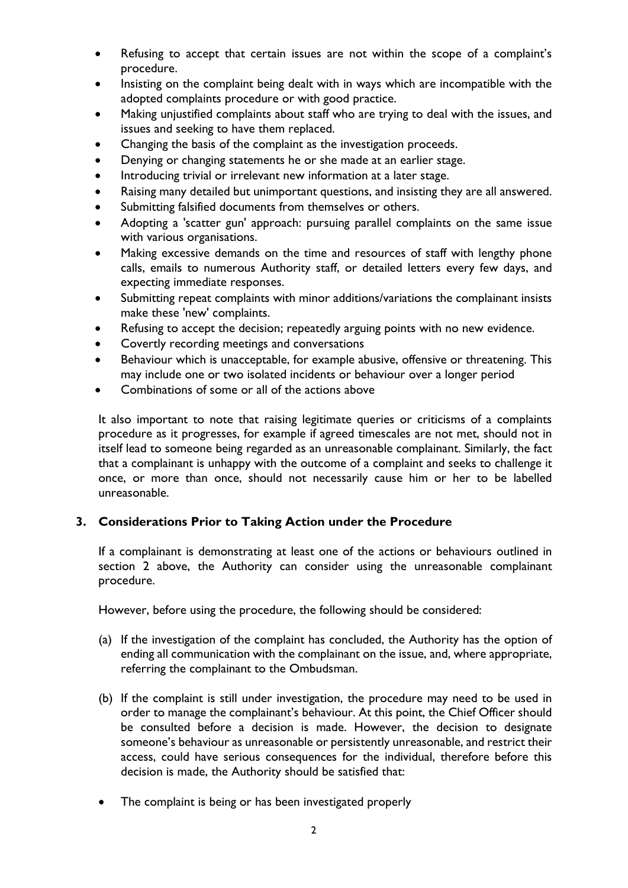- Refusing to accept that certain issues are not within the scope of a complaint's procedure.
- Insisting on the complaint being dealt with in ways which are incompatible with the adopted complaints procedure or with good practice.
- Making unjustified complaints about staff who are trying to deal with the issues, and issues and seeking to have them replaced.
- Changing the basis of the complaint as the investigation proceeds.
- Denying or changing statements he or she made at an earlier stage.
- Introducing trivial or irrelevant new information at a later stage.
- Raising many detailed but unimportant questions, and insisting they are all answered.
- Submitting falsified documents from themselves or others.
- Adopting a 'scatter gun' approach: pursuing parallel complaints on the same issue with various organisations.
- Making excessive demands on the time and resources of staff with lengthy phone calls, emails to numerous Authority staff, or detailed letters every few days, and expecting immediate responses.
- Submitting repeat complaints with minor additions/variations the complainant insists make these 'new' complaints.
- Refusing to accept the decision; repeatedly arguing points with no new evidence.
- Covertly recording meetings and conversations
- Behaviour which is unacceptable, for example abusive, offensive or threatening. This may include one or two isolated incidents or behaviour over a longer period
- Combinations of some or all of the actions above

It also important to note that raising legitimate queries or criticisms of a complaints procedure as it progresses, for example if agreed timescales are not met, should not in itself lead to someone being regarded as an unreasonable complainant. Similarly, the fact that a complainant is unhappy with the outcome of a complaint and seeks to challenge it once, or more than once, should not necessarily cause him or her to be labelled unreasonable.

## 3. Considerations Prior to Taking Action under the Procedure

If a complainant is demonstrating at least one of the actions or behaviours outlined in section 2 above, the Authority can consider using the unreasonable complainant procedure.

However, before using the procedure, the following should be considered:

(a) If the investigation of the complaint has concluded, the Authority has the option of ending all communication with the complainant on the issue, and, where appropriate, referring the complainant to the Ombudsman.

(b) If the complaint is still under investigation, the procedure may need to be used in order to manage the complainant's behaviour. At this point, the Chief Officer should be consulted before a decision is made. However, the decision to designate someone's behaviour as unreasonable or persistently unreasonable, and restrict their access, could have serious consequences for the individual, therefore before this decision is made, the Authority should be satisfied that:

- The complaint is being or has been investigated properly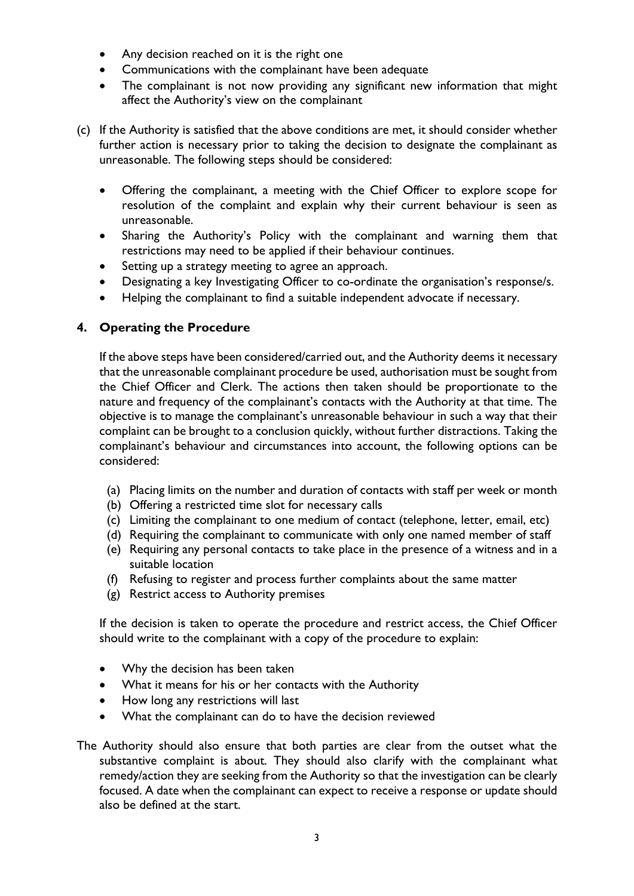- Any decision reached on it is the right one
- Communications with the complainant have been adequate
- The complainant is not now providing any significant new information that might affect the Authority's view on the complainant

(c) If the Authority is satisfied that the above conditions are met, it should consider whether further action is necessary prior to taking the decision to designate the complainant as unreasonable. The following steps should be considered:

- Offering the complainant, a meeting with the Chief Officer to explore scope for resolution of the complaint and explain why their current behaviour is seen as unreasonable.
- Sharing the Authority's Policy with the complainant and warning them that restrictions may need to be applied if their behaviour continues.
- Setting up a strategy meeting to agree an approach.
- Designating a key Investigating Officer to co-ordinate the organisation's response/s.
- Helping the complainant to find a suitable independent advocate if necessary.

## 4. Operating the Procedure

If the above steps have been considered/carried out, and the Authority deems it necessary that the unreasonable complainant procedure be used, authorisation must be sought from the Chief Officer and Clerk. The actions then taken should be proportionate to the nature and frequency of the complainant's contacts with the Authority at that time. The objective is to manage the complainant's unreasonable behaviour in such a way that their complaint can be brought to a conclusion quickly, without further distractions. Taking the complainant's behaviour and circumstances into account, the following options can be considered:

(a) Placing limits on the number and duration of contacts with staff per week or month
(b) Offering a restricted time slot for necessary calls
(c) Limiting the complainant to one medium of contact (telephone, letter, email, etc)
(d) Requiring the complainant to communicate with only one named member of staff
(e) Requiring any personal contacts to take place in the presence of a witness and in a suitable location
(f) Refusing to register and process further complaints about the same matter
(g) Restrict access to Authority premises

If the decision is taken to operate the procedure and restrict access, the Chief Officer should write to the complainant with a copy of the procedure to explain:

- Why the decision has been taken
- What it means for his or her contacts with the Authority
- How long any restrictions will last
- What the complainant can do to have the decision reviewed

The Authority should also ensure that both parties are clear from the outset what the substantive complaint is about. They should also clarify with the complainant what remedy/action they are seeking from the Authority so that the investigation can be clearly focused. A date when the complainant can expect to receive a response or update should also be defined at the start.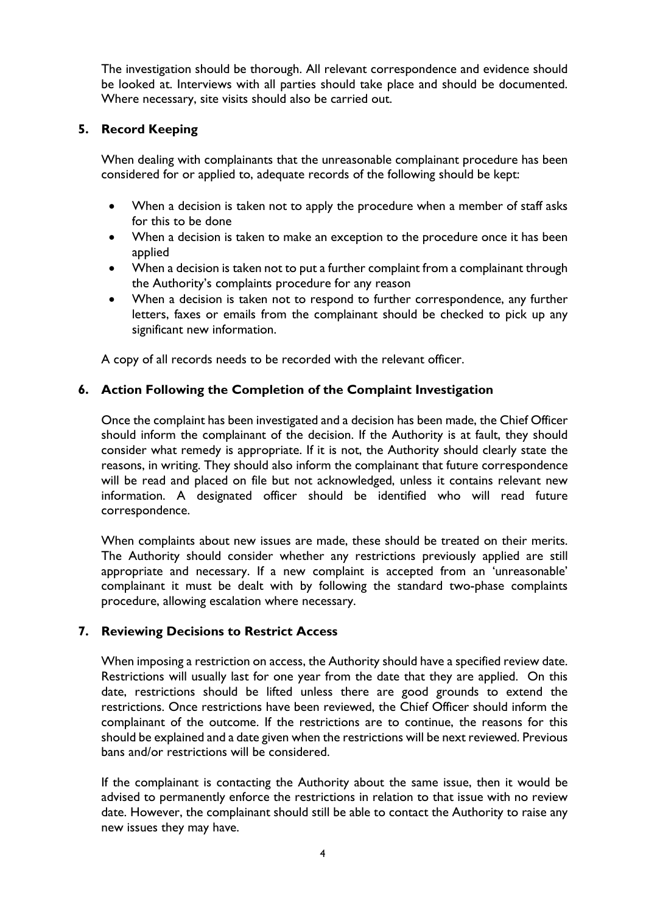The investigation should be thorough. All relevant correspondence and evidence should be looked at. Interviews with all parties should take place and should be documented. Where necessary, site visits should also be carried out.

## 5. Record Keeping

When dealing with complainants that the unreasonable complainant procedure has been considered for or applied to, adequate records of the following should be kept:

- When a decision is taken not to apply the procedure when a member of staff asks for this to be done
- When a decision is taken to make an exception to the procedure once it has been applied
- When a decision is taken not to put a further complaint from a complainant through the Authority's complaints procedure for any reason
- When a decision is taken not to respond to further correspondence, any further letters, faxes or emails from the complainant should be checked to pick up any significant new information.

A copy of all records needs to be recorded with the relevant officer.

## 6. Action Following the Completion of the Complaint Investigation

Once the complaint has been investigated and a decision has been made, the Chief Officer should inform the complainant of the decision. If the Authority is at fault, they should consider what remedy is appropriate. If it is not, the Authority should clearly state the reasons, in writing. They should also inform the complainant that future correspondence will be read and placed on file but not acknowledged, unless it contains relevant new information. A designated officer should be identified who will read future correspondence.

When complaints about new issues are made, these should be treated on their merits. The Authority should consider whether any restrictions previously applied are still appropriate and necessary. If a new complaint is accepted from an 'unreasonable' complainant it must be dealt with by following the standard two-phase complaints procedure, allowing escalation where necessary.

## 7. Reviewing Decisions to Restrict Access

When imposing a restriction on access, the Authority should have a specified review date. Restrictions will usually last for one year from the date that they are applied. On this date, restrictions should be lifted unless there are good grounds to extend the restrictions. Once restrictions have been reviewed, the Chief Officer should inform the complainant of the outcome. If the restrictions are to continue, the reasons for this should be explained and a date given when the restrictions will be next reviewed. Previous bans and/or restrictions will be considered.

If the complainant is contacting the Authority about the same issue, then it would be advised to permanently enforce the restrictions in relation to that issue with no review date. However, the complainant should still be able to contact the Authority to raise any new issues they may have.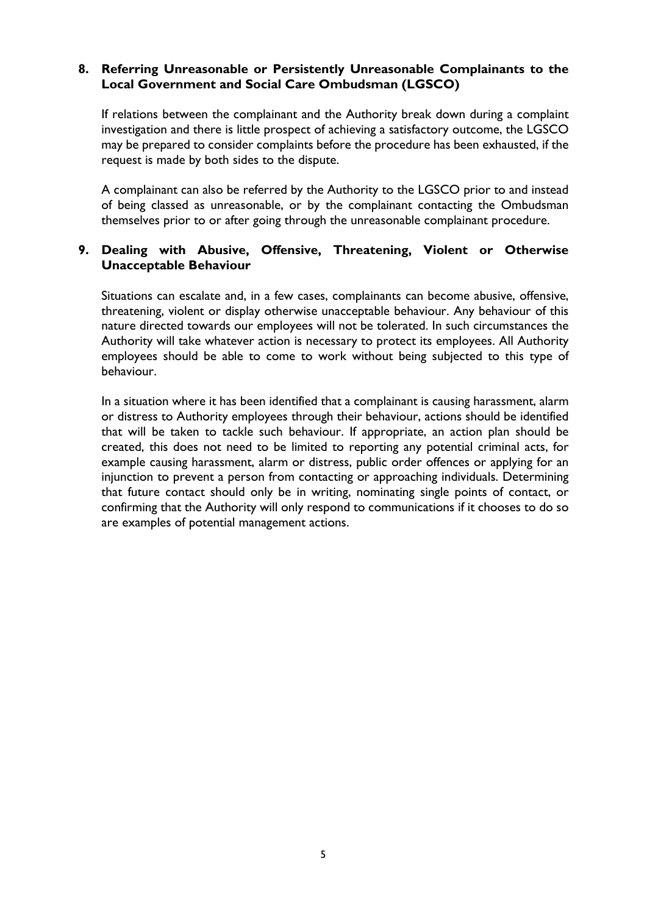## 8. Referring Unreasonable or Persistently Unreasonable Complainants to the Local Government and Social Care Ombudsman (LGSCO)

If relations between the complainant and the Authority break down during a complaint investigation and there is little prospect of achieving a satisfactory outcome, the LGSCO may be prepared to consider complaints before the procedure has been exhausted, if the request is made by both sides to the dispute.

A complainant can also be referred by the Authority to the LGSCO prior to and instead of being classed as unreasonable, or by the complainant contacting the Ombudsman themselves prior to or after going through the unreasonable complainant procedure.

## 9. Dealing with Abusive, Offensive, Threatening, Violent or Otherwise Unacceptable Behaviour

Situations can escalate and, in a few cases, complainants can become abusive, offensive, threatening, violent or display otherwise unacceptable behaviour. Any behaviour of this nature directed towards our employees will not be tolerated. In such circumstances the Authority will take whatever action is necessary to protect its employees. All Authority employees should be able to come to work without being subjected to this type of behaviour.

In a situation where it has been identified that a complainant is causing harassment, alarm or distress to Authority employees through their behaviour, actions should be identified that will be taken to tackle such behaviour. If appropriate, an action plan should be created, this does not need to be limited to reporting any potential criminal acts, for example causing harassment, alarm or distress, public order offences or applying for an injunction to prevent a person from contacting or approaching individuals. Determining that future contact should only be in writing, nominating single points of contact, or confirming that the Authority will only respond to communications if it chooses to do so are examples of potential management actions.